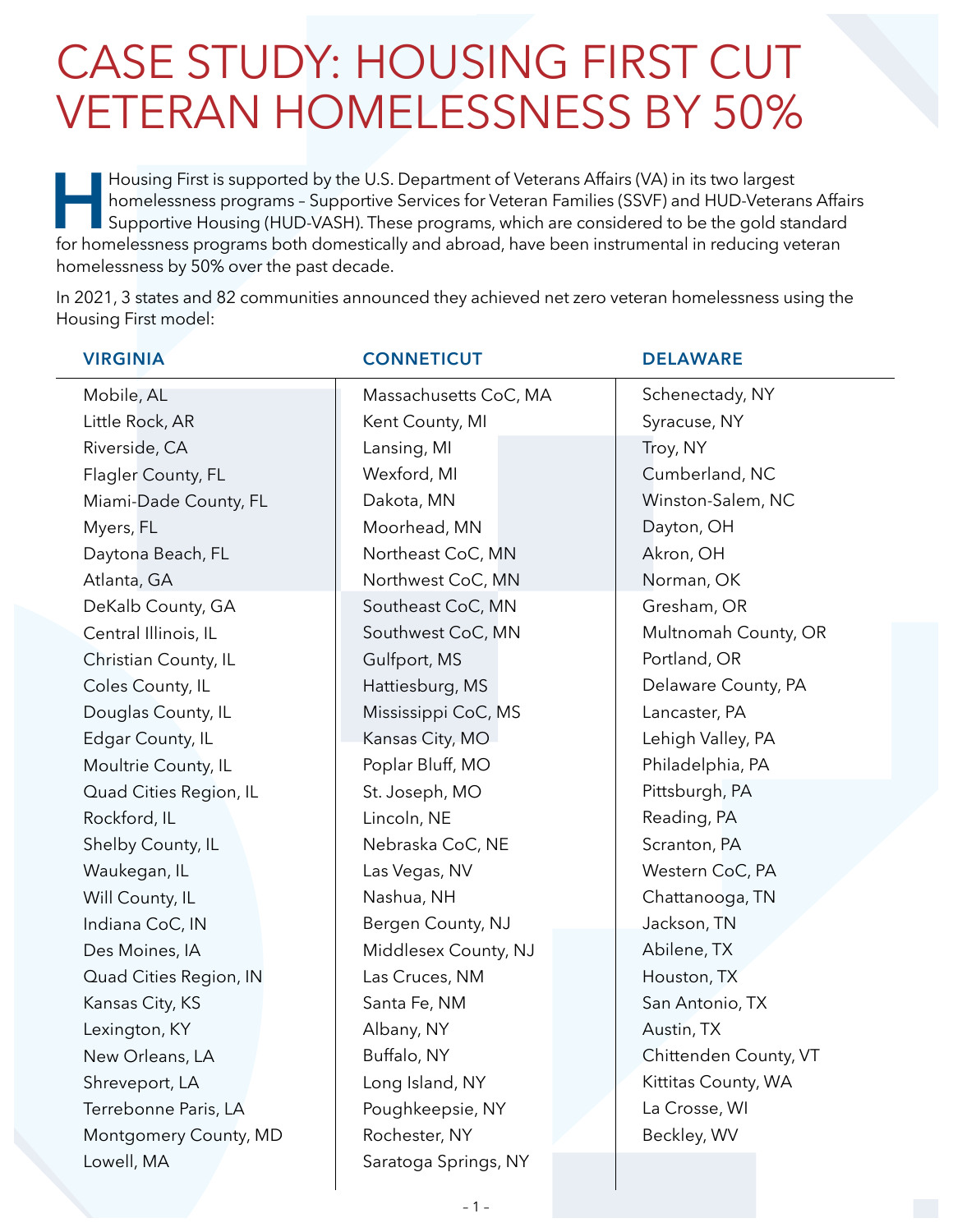# CASE STUDY: HOUSING FIRST CUT VETERAN HOMELESSNESS BY 50%

Housing First is supported by the U.S. Department of Veterans Affairs (VA) in its two largest homelessness programs – Supportive Services for Veteran Families (SSVF) and HUD-Veterans Affairs Supportive Housing (HUD-VASH). These programs, which are considered to be the gold standard for homelessness programs both domestically and abroad, have been instrumental in reducing veteran homelessness by 50% over the past decade.

In 2021, 3 states and 82 communities announced they achieved net zero veteran homelessness using the Housing First model:

| VIRGINIA | CONNETICUT | DELAWARE |
|---|---|---|
| Mobile, AL | Massachusetts CoC, MA | Schenectady, NY |
| Little Rock, AR | Kent County, MI | Syracuse, NY |
| Riverside, CA | Lansing, MI | Troy, NY |
| Flagler County, FL | Wexford, MI | Cumberland, NC |
| Miami-Dade County, FL | Dakota, MN | Winston-Salem, NC |
| Myers, FL | Moorhead, MN | Dayton, OH |
| Daytona Beach, FL | Northeast CoC, MN | Akron, OH |
| Atlanta, GA | Northwest CoC, MN | Norman, OK |
| DeKalb County, GA | Southeast CoC, MN | Gresham, OR |
| Central Illinois, IL | Southwest CoC, MN | Multnomah County, OR |
| Christian County, IL | Gulfport, MS | Portland, OR |
| Coles County, IL | Hattiesburg, MS | Delaware County, PA |
| Douglas County, IL | Mississippi CoC, MS | Lancaster, PA |
| Edgar County, IL | Kansas City, MO | Lehigh Valley, PA |
| Moultrie County, IL | Poplar Bluff, MO | Philadelphia, PA |
| Quad Cities Region, IL | St. Joseph, MO | Pittsburgh, PA |
| Rockford, IL | Lincoln, NE | Reading, PA |
| Shelby County, IL | Nebraska CoC, NE | Scranton, PA |
| Waukegan, IL | Las Vegas, NV | Western CoC, PA |
| Will County, IL | Nashua, NH | Chattanooga, TN |
| Indiana CoC, IN | Bergen County, NJ | Jackson, TN |
| Des Moines, IA | Middlesex County, NJ | Abilene, TX |
| Quad Cities Region, IN | Las Cruces, NM | Houston, TX |
| Kansas City, KS | Santa Fe, NM | San Antonio, TX |
| Lexington, KY | Albany, NY | Austin, TX |
| New Orleans, LA | Buffalo, NY | Chittenden County, VT |
| Shreveport, LA | Long Island, NY | Kittitas County, WA |
| Terrebonne Paris, LA | Poughkeepsie, NY | La Crosse, WI |
| Montgomery County, MD | Rochester, NY | Beckley, WV |
| Lowell, MA | Saratoga Springs, NY | |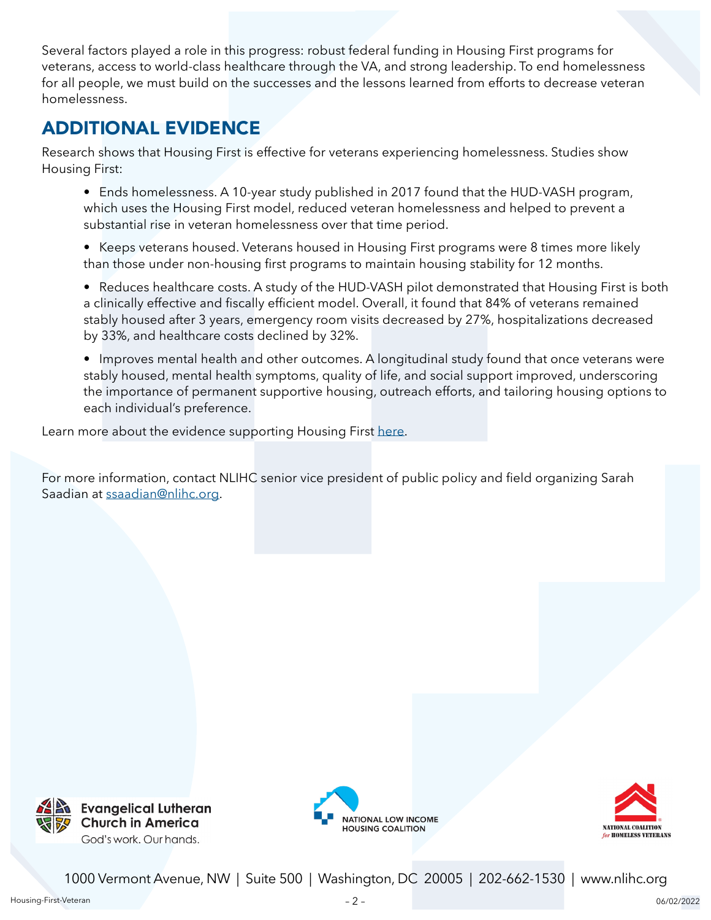Several factors played a role in this progress: robust federal funding in Housing First programs for veterans, access to world-class healthcare through the VA, and strong leadership. To end homelessness for all people, we must build on the successes and the lessons learned from efforts to decrease veteran homelessness.

## ADDITIONAL EVIDENCE

Research shows that Housing First is effective for veterans experiencing homelessness. Studies show Housing First:

- Ends homelessness. A 10-year study published in 2017 found that the HUD-VASH program, which uses the Housing First model, reduced veteran homelessness and helped to prevent a substantial rise in veteran homelessness over that time period.
- Keeps veterans housed. Veterans housed in Housing First programs were 8 times more likely than those under non-housing first programs to maintain housing stability for 12 months.
- Reduces healthcare costs. A study of the HUD-VASH pilot demonstrated that Housing First is both a clinically effective and fiscally efficient model. Overall, it found that 84% of veterans remained stably housed after 3 years, emergency room visits decreased by 27%, hospitalizations decreased by 33%, and healthcare costs declined by 32%.
- Improves mental health and other outcomes. A longitudinal study found that once veterans were stably housed, mental health symptoms, quality of life, and social support improved, underscoring the importance of permanent supportive housing, outreach efforts, and tailoring housing options to each individual's preference.

Learn more about the evidence supporting Housing First here.

For more information, contact NLIHC senior vice president of public policy and field organizing Sarah Saadian at ssaadian@nlihc.org.

Evangelical Lutheran Church in America
God's work. Our hands.

NATIONAL LOW INCOME HOUSING COALITION

NATIONAL COALITION for HOMELESS VETERANS

1000 Vermont Avenue, NW | Suite 500 | Washington, DC 20005 | 202-662-1530 | www.nlihc.org